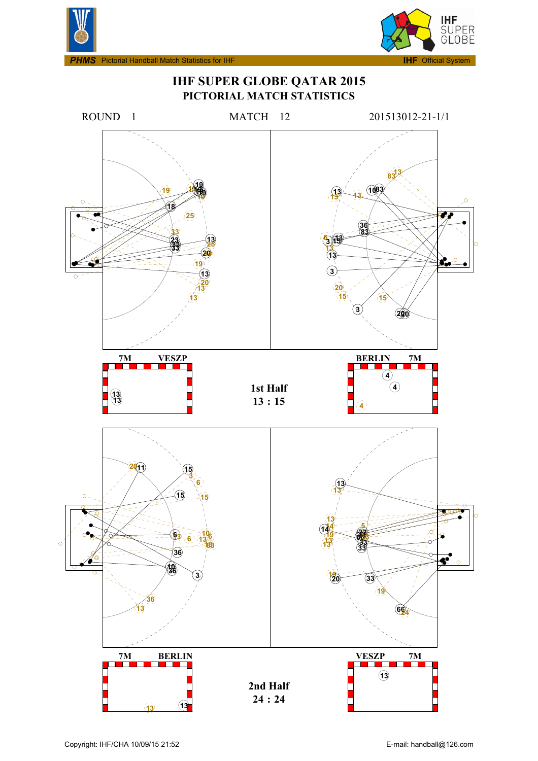**PHMS** Pictorial Handball Match Statistics for IHF — **IHF** Official System

# IHF SUPER GLOBE QATAR 2015

## PICTORIAL MATCH STATISTICS

ROUND 1 — MATCH 12 — 201513012-21-1/1

7M — VESZP | BERLIN — 7M

**1st Half**
**13 : 15**

7M — BERLIN | VESZP — 7M

**2nd Half**
**24 : 24**

Copyright: IHF/CHA 10/09/15 21:52 — E-mail: handball@126.com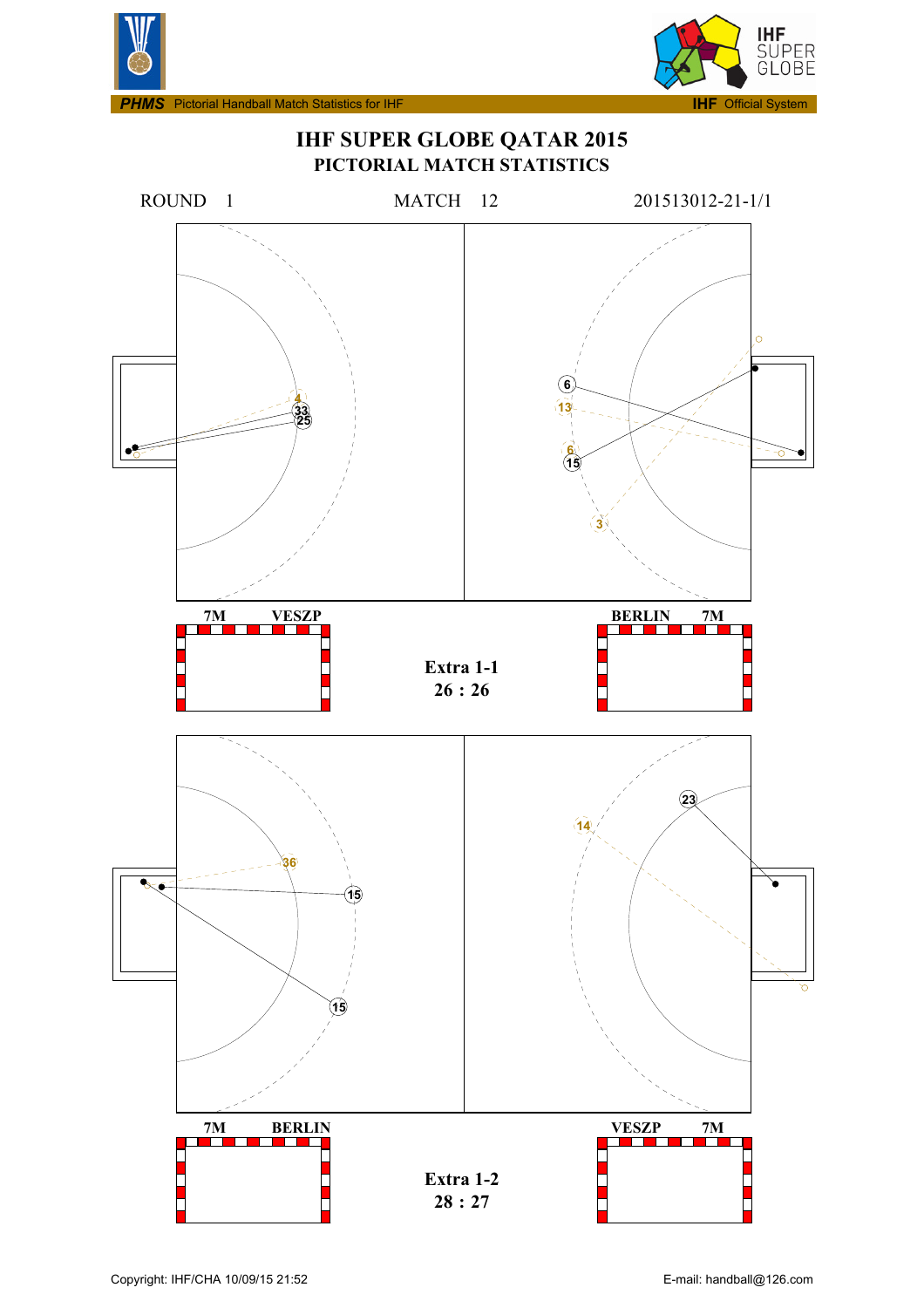# IHF SUPER GLOBE QATAR 2015

## PICTORIAL MATCH STATISTICS

ROUND 1 MATCH 12 201513012-21-1/1

33
25
4

6
13
6
15
3

7M VESZP

BERLIN 7M

**Extra 1-1**
**26 : 26**

36
15
15

23
14

7M BERLIN

VESZP 7M

**Extra 1-2**
**28 : 27**

Copyright: IHF/CHA 10/09/15 21:52

E-mail: handball@126.com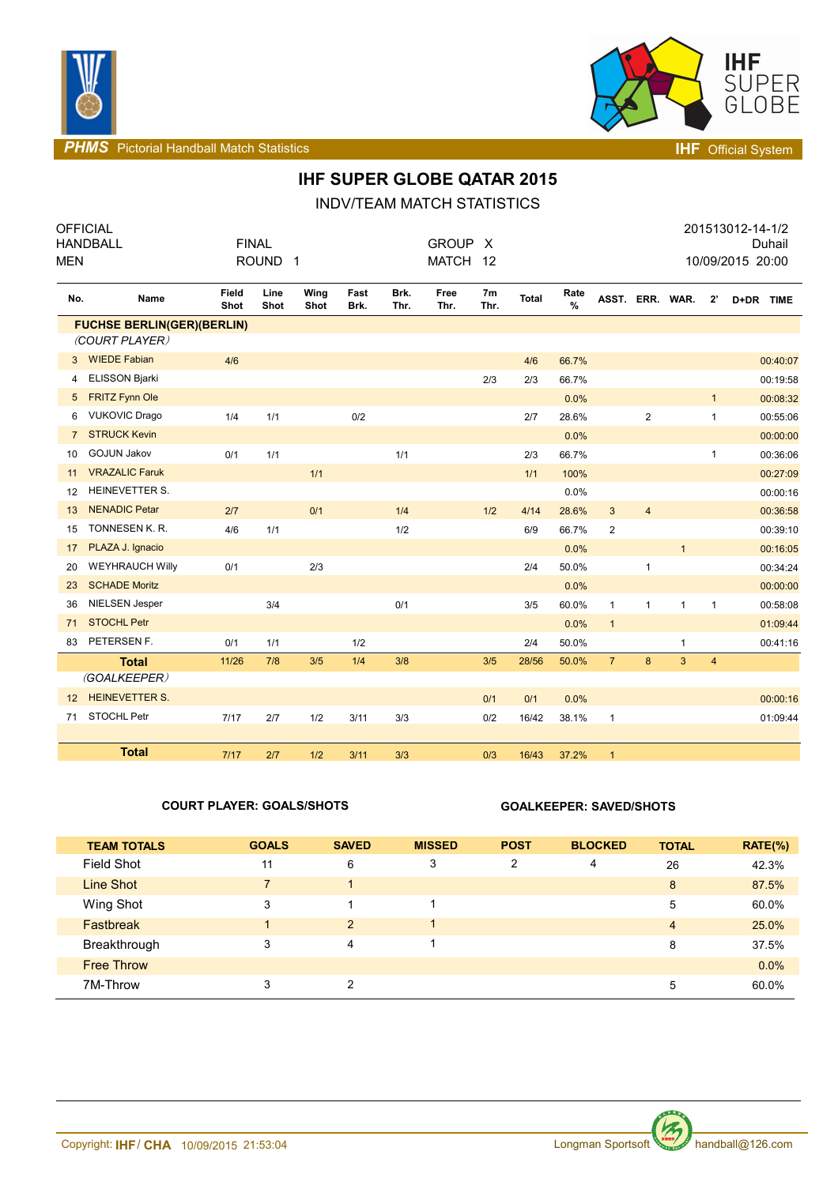# IHF SUPER GLOBE QATAR 2015

## INDV/TEAM MATCH STATISTICS

| OFFICIAL | | | 201513012-14-1/2 |
|---|---|---|---|
| HANDBALL | FINAL | GROUP X | Duhail |
| MEN | ROUND 1 | MATCH 12 | 10/09/2015 20:00 |

| No. | Name | Field Shot | Line Shot | Wing Shot | Fast Brk. | Brk. Thr. | Free Thr. | 7m Thr. | Total | Rate % | ASST. | ERR. | WAR. | 2' | D+DR | TIME |
|---|---|---|---|---|---|---|---|---|---|---|---|---|---|---|---|---|
| | **FUCHSE BERLIN(GER)(BERLIN)** | | | | | | | | | | | | | | | |
| | *(COURT PLAYER)* | | | | | | | | | | | | | | | |
| 3 | WIEDE Fabian | 4/6 | | | | | | | 4/6 | 66.7% | | | | | | 00:40:07 |
| 4 | ELISSON Bjarki | | | | | | | 2/3 | 2/3 | 66.7% | | | | | | 00:19:58 |
| 5 | FRITZ Fynn Ole | | | | | | | | | 0.0% | | | | 1 | | 00:08:32 |
| 6 | VUKOVIC Drago | 1/4 | 1/1 | | 0/2 | | | | 2/7 | 28.6% | | 2 | | 1 | | 00:55:06 |
| 7 | STRUCK Kevin | | | | | | | | | 0.0% | | | | | | 00:00:00 |
| 10 | GOJUN Jakov | 0/1 | 1/1 | | | 1/1 | | | 2/3 | 66.7% | | | | 1 | | 00:36:06 |
| 11 | VRAZALIC Faruk | | | 1/1 | | | | | 1/1 | 100% | | | | | | 00:27:09 |
| 12 | HEINEVETTER S. | | | | | | | | | 0.0% | | | | | | 00:00:16 |
| 13 | NENADIC Petar | 2/7 | | 0/1 | | 1/4 | | 1/2 | 4/14 | 28.6% | 3 | 4 | | | | 00:36:58 |
| 15 | TONNESEN K. R. | 4/6 | 1/1 | | | 1/2 | | | 6/9 | 66.7% | 2 | | | | | 00:39:10 |
| 17 | PLAZA J. Ignacio | | | | | | | | | 0.0% | | | 1 | | | 00:16:05 |
| 20 | WEYHRAUCH Willy | 0/1 | | 2/3 | | | | | 2/4 | 50.0% | | 1 | | | | 00:34:24 |
| 23 | SCHADE Moritz | | | | | | | | | 0.0% | | | | | | 00:00:00 |
| 36 | NIELSEN Jesper | | 3/4 | | | 0/1 | | | 3/5 | 60.0% | 1 | 1 | 1 | 1 | | 00:58:08 |
| 71 | STOCHL Petr | | | | | | | | | 0.0% | 1 | | | | | 01:09:44 |
| 83 | PETERSEN F. | 0/1 | 1/1 | | 1/2 | | | | 2/4 | 50.0% | | | 1 | | | 00:41:16 |
| | **Total** | 11/26 | 7/8 | 3/5 | 1/4 | 3/8 | | 3/5 | 28/56 | 50.0% | 7 | 8 | 3 | 4 | | |
| | *(GOALKEEPER)* | | | | | | | | | | | | | | | |
| 12 | HEINEVETTER S. | | | | | | | 0/1 | 0/1 | 0.0% | | | | | | 00:00:16 |
| 71 | STOCHL Petr | 7/17 | 2/7 | 1/2 | 3/11 | 3/3 | | 0/2 | 16/42 | 38.1% | 1 | | | | | 01:09:44 |
| | **Total** | 7/17 | 2/7 | 1/2 | 3/11 | 3/3 | | 0/3 | 16/43 | 37.2% | 1 | | | | | |

**COURT PLAYER: GOALS/SHOTS** **GOALKEEPER: SAVED/SHOTS**

| TEAM TOTALS | GOALS | SAVED | MISSED | POST | BLOCKED | TOTAL | RATE(%) |
|---|---|---|---|---|---|---|---|
| Field Shot | 11 | 6 | 3 | 2 | 4 | 26 | 42.3% |
| Line Shot | 7 | 1 | | | | 8 | 87.5% |
| Wing Shot | 3 | 1 | 1 | | | 5 | 60.0% |
| Fastbreak | 1 | 2 | 1 | | | 4 | 25.0% |
| Breakthrough | 3 | 4 | 1 | | | 8 | 37.5% |
| Free Throw | | | | | | | 0.0% |
| 7M-Throw | 3 | 2 | | | | 5 | 60.0% |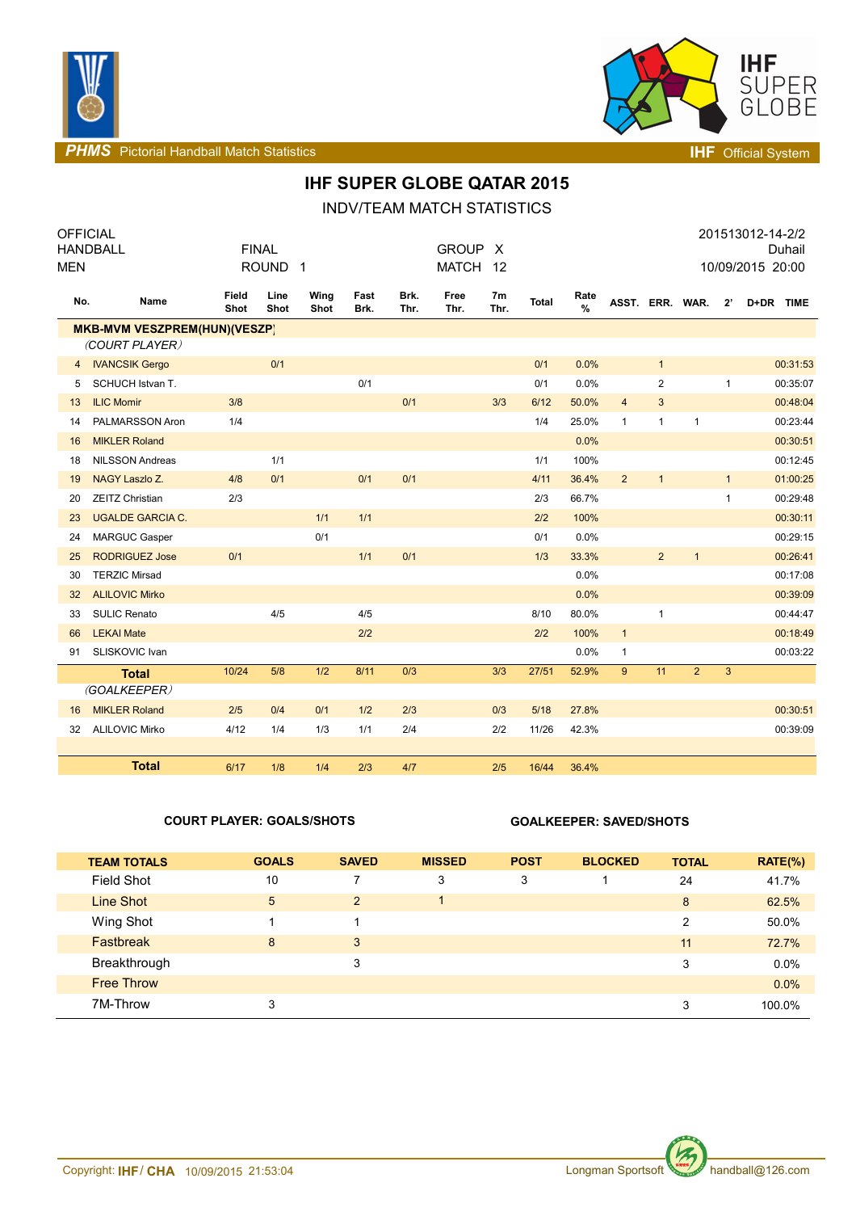PHMS Pictorial Handball Match Statistics — IHF Official System

# IHF SUPER GLOBE QATAR 2015

## INDV/TEAM MATCH STATISTICS

OFFICIAL HANDBALL MEN — FINAL ROUND 1 — GROUP X MATCH 12 — 201513012-14-2/2 Duhail 10/09/2015 20:00

| No. | Name | Field Shot | Line Shot | Wing Shot | Fast Brk. | Brk. Thr. | Free Thr. | 7m Thr. | Total | Rate % | ASST. | ERR. | WAR. | 2' | D+DR | TIME |
|---|---|---|---|---|---|---|---|---|---|---|---|---|---|---|---|---|
| | **MKB-MVM VESZPREM(HUN)(VESZP)** | | | | | | | | | | | | | | | |
| | *(COURT PLAYER)* | | | | | | | | | | | | | | | |
| 4 | IVANCSIK Gergo | | 0/1 | | | | | | 0/1 | 0.0% | | 1 | | | | 00:31:53 |
| 5 | SCHUCH Istvan T. | | | | 0/1 | | | | 0/1 | 0.0% | | 2 | | 1 | | 00:35:07 |
| 13 | ILIC Momir | 3/8 | | | | 0/1 | | 3/3 | 6/12 | 50.0% | 4 | 3 | | | | 00:48:04 |
| 14 | PALMARSSON Aron | 1/4 | | | | | | | 1/4 | 25.0% | 1 | 1 | 1 | | | 00:23:44 |
| 16 | MIKLER Roland | | | | | | | | | 0.0% | | | | | | 00:30:51 |
| 18 | NILSSON Andreas | | 1/1 | | | | | | 1/1 | 100% | | | | | | 00:12:45 |
| 19 | NAGY Laszlo Z. | 4/8 | 0/1 | | 0/1 | 0/1 | | | 4/11 | 36.4% | 2 | 1 | | 1 | | 01:00:25 |
| 20 | ZEITZ Christian | 2/3 | | | | | | | 2/3 | 66.7% | | | | 1 | | 00:29:48 |
| 23 | UGALDE GARCIA C. | | | 1/1 | 1/1 | | | | 2/2 | 100% | | | | | | 00:30:11 |
| 24 | MARGUC Gasper | | | 0/1 | | | | | 0/1 | 0.0% | | | | | | 00:29:15 |
| 25 | RODRIGUEZ Jose | 0/1 | | | 1/1 | 0/1 | | | 1/3 | 33.3% | | 2 | 1 | | | 00:26:41 |
| 30 | TERZIC Mirsad | | | | | | | | | 0.0% | | | | | | 00:17:08 |
| 32 | ALILOVIC Mirko | | | | | | | | | 0.0% | | | | | | 00:39:09 |
| 33 | SULIC Renato | | 4/5 | | 4/5 | | | | 8/10 | 80.0% | | 1 | | | | 00:44:47 |
| 66 | LEKAI Mate | | | | 2/2 | | | | 2/2 | 100% | 1 | | | | | 00:18:49 |
| 91 | SLISKOVIC Ivan | | | | | | | | | 0.0% | 1 | | | | | 00:03:22 |
| | **Total** | 10/24 | 5/8 | 1/2 | 8/11 | 0/3 | | 3/3 | 27/51 | 52.9% | 9 | 11 | 2 | 3 | | |
| | *(GOALKEEPER)* | | | | | | | | | | | | | | | |
| 16 | MIKLER Roland | 2/5 | 0/4 | 0/1 | 1/2 | 2/3 | | 0/3 | 5/18 | 27.8% | | | | | | 00:30:51 |
| 32 | ALILOVIC Mirko | 4/12 | 1/4 | 1/3 | 1/1 | 2/4 | | 2/2 | 11/26 | 42.3% | | | | | | 00:39:09 |
| | **Total** | 6/17 | 1/8 | 1/4 | 2/3 | 4/7 | | 2/5 | 16/44 | 36.4% | | | | | | |

**COURT PLAYER: GOALS/SHOTS** — **GOALKEEPER: SAVED/SHOTS**

| TEAM TOTALS | GOALS | SAVED | MISSED | POST | BLOCKED | TOTAL | RATE(%) |
|---|---|---|---|---|---|---|---|
| Field Shot | 10 | 7 | 3 | 3 | 1 | 24 | 41.7% |
| Line Shot | 5 | 2 | 1 | | | 8 | 62.5% |
| Wing Shot | 1 | 1 | | | | 2 | 50.0% |
| Fastbreak | 8 | 3 | | | | 11 | 72.7% |
| Breakthrough | | 3 | | | | 3 | 0.0% |
| Free Throw | | | | | | | 0.0% |
| 7M-Throw | 3 | | | | | 3 | 100.0% |

Copyright: IHF / CHA 10/09/2015 21:53:04 — Longman Sportsoft — handball@126.com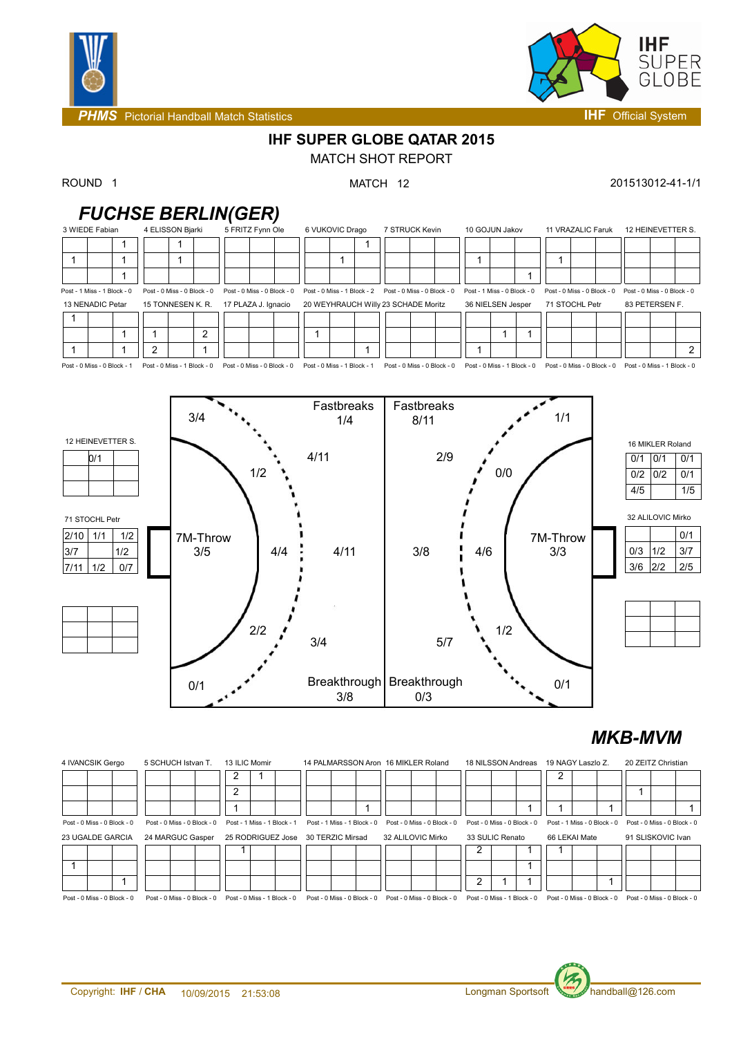PHMS Pictorial Handball Match Statistics — IHF Official System

# IHF SUPER GLOBE QATAR 2015

MATCH SHOT REPORT

ROUND 1 — MATCH 12 — 201513012-41-1/1

## FUCHSE BERLIN(GER)

**3 WIEDE Fabian**

| | | |
|---|---|---|
| | | 1 |
| 1 | | 1 |
| | | 1 |

Post - 1 Miss - 1 Block - 0

**4 ELISSON Bjarki**

| | | |
|---|---|---|
| | 1 | |
| | 1 | |
| | | |

Post - 0 Miss - 0 Block - 0

**5 FRITZ Fynn Ole**

Post - 0 Miss - 0 Block - 0

**6 VUKOVIC Drago**

| | | |
|---|---|---|
| | | 1 |
| | 1 | |
| | | |

Post - 0 Miss - 1 Block - 2

**7 STRUCK Kevin**

Post - 0 Miss - 0 Block - 0

**10 GOJUN Jakov**

| | | |
|---|---|---|
| | | |
| 1 | | |
| | | 1 |

Post - 1 Miss - 0 Block - 0

**11 VRAZALIC Faruk**

| | | |
|---|---|---|
| | | |
| 1 | | |
| | | |

Post - 0 Miss - 0 Block - 0

**12 HEINEVETTER S.**

Post - 0 Miss - 0 Block - 0

**13 NENADIC Petar**

| | | |
|---|---|---|
| 1 | | |
| | | 1 |
| 1 | | 1 |

Post - 0 Miss - 0 Block - 1

**15 TONNESEN K. R.**

| | | |
|---|---|---|
| | | |
| 1 | | 2 |
| 2 | | 1 |

Post - 0 Miss - 1 Block - 0

**17 PLAZA J. Ignacio**

Post - 0 Miss - 0 Block - 0

**20 WEYHRAUCH Willy**

| | | |
|---|---|---|
| | | |
| 1 | | |
| | | 1 |

Post - 0 Miss - 1 Block - 1

**23 SCHADE Moritz**

Post - 0 Miss - 0 Block - 0

**36 NIELSEN Jesper**

| | | |
|---|---|---|
| | | |
| | 1 | 1 |
| 1 | | |

Post - 0 Miss - 1 Block - 0

**71 STOCHL Petr**

Post - 0 Miss - 0 Block - 0

**83 PETERSEN F.**

| | | |
|---|---|---|
| | | |
| | | |
| | | 2 |

Post - 0 Miss - 1 Block - 0

### Goalkeepers

**12 HEINEVETTER S.**

| | | |
|---|---|---|
| | 0/1 | |
| | | |
| | | |

**71 STOCHL Petr**

| | | |
|---|---|---|
| 2/10 | 1/1 | 1/2 |
| 3/7 | | 1/2 |
| 7/11 | 1/2 | 0/7 |

**16 MIKLER Roland**

| | | |
|---|---|---|
| 0/1 | 0/1 | 0/1 |
| 0/2 | 0/2 | 0/1 |
| 4/5 | | 1/5 |

**32 ALILOVIC Mirko**

| | | |
|---|---|---|
| | | 0/1 |
| 0/3 | 1/2 | 3/7 |
| 3/6 | 2/2 | 2/5 |

### Court

Left half: 3/4, 1/2, 4/11, Fastbreaks 1/4, 7M-Throw 3/5, 4/4, 4/11, 2/2, 3/4, 0/1, Breakthrough 3/8

Right half: Fastbreaks 8/11, 1/1, 2/9, 0/0, 7M-Throw 3/3, 3/8, 4/6, 1/2, 5/7, 0/1, Breakthrough 0/3

## MKB-MVM

**4 IVANCSIK Gergo**

Post - 0 Miss - 0 Block - 0

**5 SCHUCH Istvan T.**

Post - 0 Miss - 0 Block - 0

**13 ILIC Momir**

| | | |
|---|---|---|
| 2 | 1 | |
| 2 | | |
| 1 | | |

Post - 1 Miss - 1 Block - 1

**14 PALMARSSON Aron**

| | | |
|---|---|---|
| | | |
| | | |
| | | 1 |

Post - 1 Miss - 1 Block - 0

**16 MIKLER Roland**

Post - 0 Miss - 0 Block - 0

**18 NILSSON Andreas**

| | | |
|---|---|---|
| | | |
| | | |
| | | 1 |

Post - 0 Miss - 0 Block - 0

**19 NAGY Laszlo Z.**

| | | |
|---|---|---|
| 2 | | |
| | | |
| 1 | | 1 |

Post - 1 Miss - 0 Block - 0

**20 ZEITZ Christian**

| | | |
|---|---|---|
| | | |
| 1 | | |
| | | 1 |

Post - 0 Miss - 0 Block - 0

**23 UGALDE GARCIA**

| | | |
|---|---|---|
| | | |
| 1 | | |
| | | 1 |

Post - 0 Miss - 0 Block - 0

**24 MARGUC Gasper**

Post - 0 Miss - 0 Block - 0

**25 RODRIGUEZ Jose**

| | | |
|---|---|---|
| 1 | | |
| | | |
| | | |

Post - 0 Miss - 1 Block - 0

**30 TERZIC Mirsad**

Post - 0 Miss - 0 Block - 0

**32 ALILOVIC Mirko**

Post - 0 Miss - 0 Block - 0

**33 SULIC Renato**

| | | |
|---|---|---|
| 2 | | 1 |
| | | 1 |
| 2 | 1 | 1 |

Post - 0 Miss - 1 Block - 0

**66 LEKAI Mate**

| | | |
|---|---|---|
| 1 | | |
| | | |
| | | 1 |

Post - 0 Miss - 0 Block - 0

**91 SLISKOVIC Ivan**

Post - 0 Miss - 0 Block - 0

Copyright: IHF / CHA 10/09/2015 21:53:08 — Longman Sportsoft handball@126.com